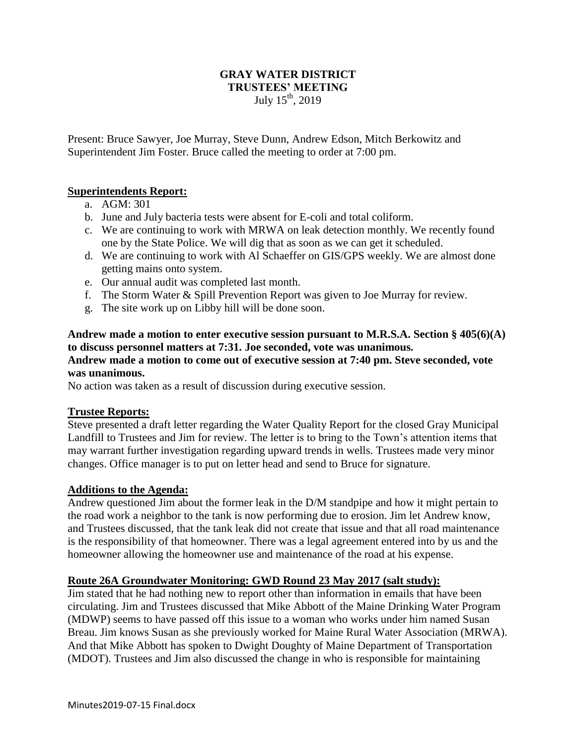# GRAY WATER DISTRICT
## TRUSTEES' MEETING
July 15th, 2019

Present: Bruce Sawyer, Joe Murray, Steve Dunn, Andrew Edson, Mitch Berkowitz and Superintendent Jim Foster. Bruce called the meeting to order at 7:00 pm.

**Superintendents Report:**

a. AGM: 301
b. June and July bacteria tests were absent for E-coli and total coliform.
c. We are continuing to work with MRWA on leak detection monthly. We recently found one by the State Police. We will dig that as soon as we can get it scheduled.
d. We are continuing to work with Al Schaeffer on GIS/GPS weekly. We are almost done getting mains onto system.
e. Our annual audit was completed last month.
f. The Storm Water & Spill Prevention Report was given to Joe Murray for review.
g. The site work up on Libby hill will be done soon.

**Andrew made a motion to enter executive session pursuant to M.R.S.A. Section § 405(6)(A) to discuss personnel matters at 7:31. Joe seconded, vote was unanimous.**
**Andrew made a motion to come out of executive session at 7:40 pm. Steve seconded, vote was unanimous.**
No action was taken as a result of discussion during executive session.

**Trustee Reports:**
Steve presented a draft letter regarding the Water Quality Report for the closed Gray Municipal Landfill to Trustees and Jim for review. The letter is to bring to the Town's attention items that may warrant further investigation regarding upward trends in wells. Trustees made very minor changes. Office manager is to put on letter head and send to Bruce for signature.

**Additions to the Agenda:**
Andrew questioned Jim about the former leak in the D/M standpipe and how it might pertain to the road work a neighbor to the tank is now performing due to erosion. Jim let Andrew know, and Trustees discussed, that the tank leak did not create that issue and that all road maintenance is the responsibility of that homeowner. There was a legal agreement entered into by us and the homeowner allowing the homeowner use and maintenance of the road at his expense.

**Route 26A Groundwater Monitoring: GWD Round 23 May 2017 (salt study):**
Jim stated that he had nothing new to report other than information in emails that have been circulating. Jim and Trustees discussed that Mike Abbott of the Maine Drinking Water Program (MDWP) seems to have passed off this issue to a woman who works under him named Susan Breau. Jim knows Susan as she previously worked for Maine Rural Water Association (MRWA). And that Mike Abbott has spoken to Dwight Doughty of Maine Department of Transportation (MDOT). Trustees and Jim also discussed the change in who is responsible for maintaining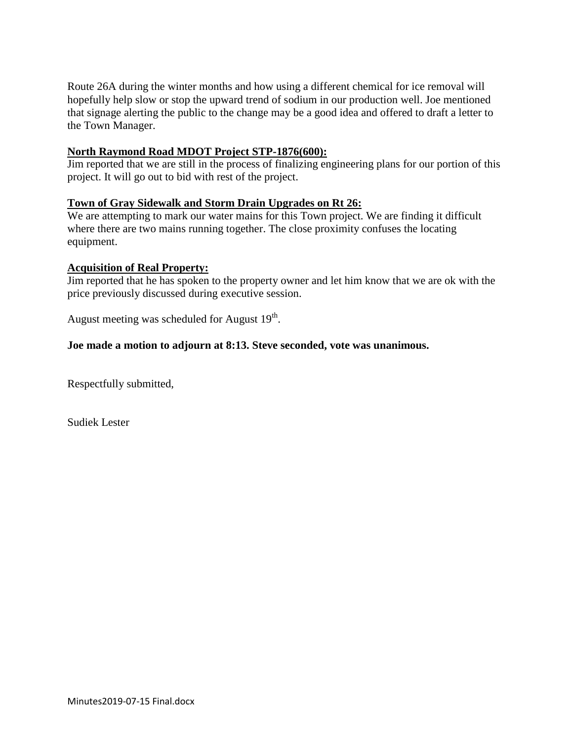Route 26A during the winter months and how using a different chemical for ice removal will hopefully help slow or stop the upward trend of sodium in our production well. Joe mentioned that signage alerting the public to the change may be a good idea and offered to draft a letter to the Town Manager.

**North Raymond Road MDOT Project STP-1876(600):**
Jim reported that we are still in the process of finalizing engineering plans for our portion of this project. It will go out to bid with rest of the project.

**Town of Gray Sidewalk and Storm Drain Upgrades on Rt 26:**
We are attempting to mark our water mains for this Town project. We are finding it difficult where there are two mains running together. The close proximity confuses the locating equipment.

**Acquisition of Real Property:**
Jim reported that he has spoken to the property owner and let him know that we are ok with the price previously discussed during executive session.

August meeting was scheduled for August 19th.

**Joe made a motion to adjourn at 8:13. Steve seconded, vote was unanimous.**

Respectfully submitted,

Sudiek Lester